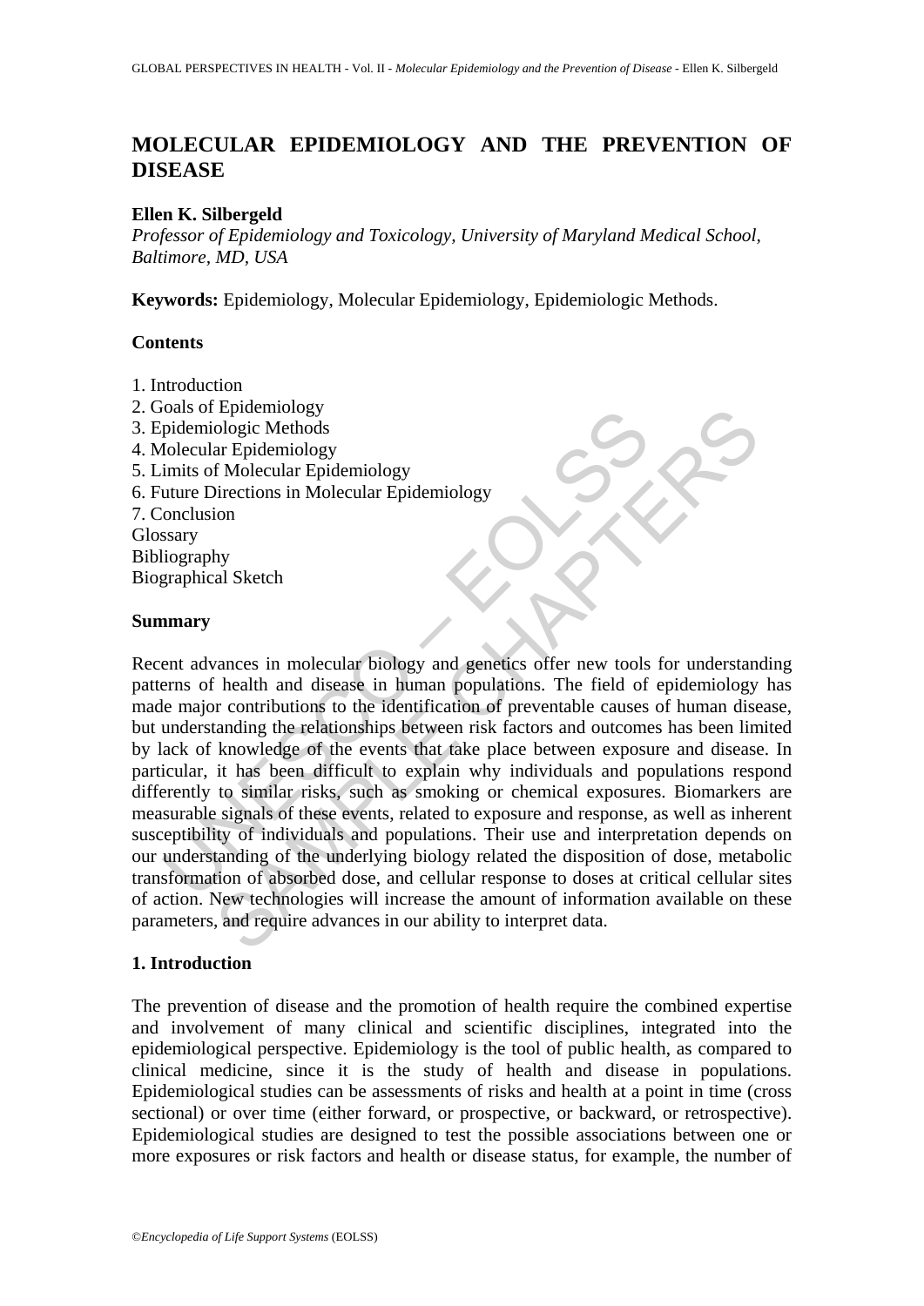# MOLECULAR EPIDEMIOLOGY AND THE PREVENTION OF DISEASE

**Ellen K. Silbergeld**

*Professor of Epidemiology and Toxicology, University of Maryland Medical School, Baltimore, MD, USA*

**Keywords:** Epidemiology, Molecular Epidemiology, Epidemiologic Methods.

## Contents

1. Introduction
2. Goals of Epidemiology
3. Epidemiologic Methods
4. Molecular Epidemiology
5. Limits of Molecular Epidemiology
6. Future Directions in Molecular Epidemiology
7. Conclusion

Glossary
Bibliography
Biographical Sketch

## Summary

Recent advances in molecular biology and genetics offer new tools for understanding patterns of health and disease in human populations. The field of epidemiology has made major contributions to the identification of preventable causes of human disease, but understanding the relationships between risk factors and outcomes has been limited by lack of knowledge of the events that take place between exposure and disease. In particular, it has been difficult to explain why individuals and populations respond differently to similar risks, such as smoking or chemical exposures. Biomarkers are measurable signals of these events, related to exposure and response, as well as inherent susceptibility of individuals and populations. Their use and interpretation depends on our understanding of the underlying biology related the disposition of dose, metabolic transformation of absorbed dose, and cellular response to doses at critical cellular sites of action. New technologies will increase the amount of information available on these parameters, and require advances in our ability to interpret data.

## 1. Introduction

The prevention of disease and the promotion of health require the combined expertise and involvement of many clinical and scientific disciplines, integrated into the epidemiological perspective. Epidemiology is the tool of public health, as compared to clinical medicine, since it is the study of health and disease in populations. Epidemiological studies can be assessments of risks and health at a point in time (cross sectional) or over time (either forward, or prospective, or backward, or retrospective). Epidemiological studies are designed to test the possible associations between one or more exposures or risk factors and health or disease status, for example, the number of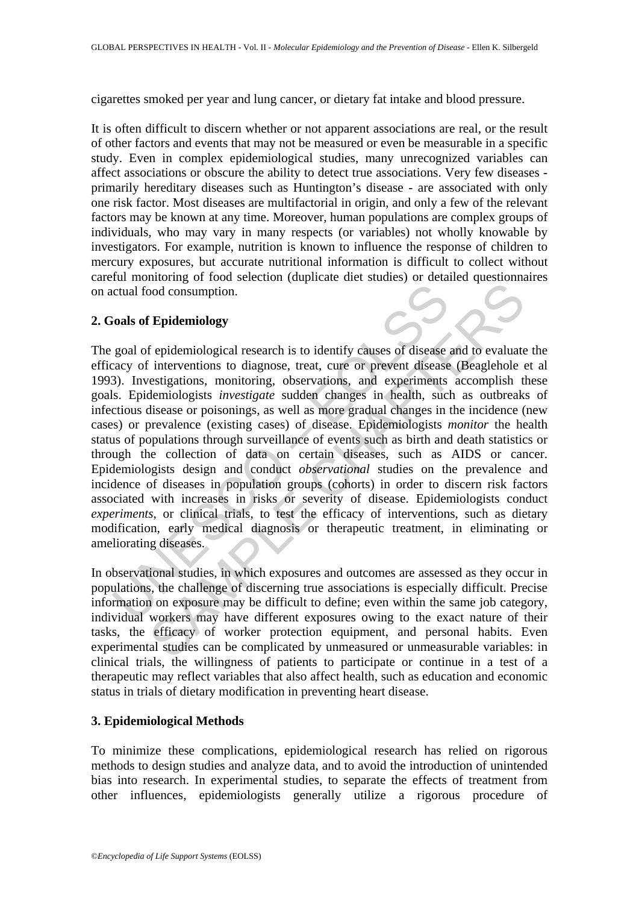cigarettes smoked per year and lung cancer, or dietary fat intake and blood pressure.

It is often difficult to discern whether or not apparent associations are real, or the result of other factors and events that may not be measured or even be measurable in a specific study. Even in complex epidemiological studies, many unrecognized variables can affect associations or obscure the ability to detect true associations. Very few diseases - primarily hereditary diseases such as Huntington's disease - are associated with only one risk factor. Most diseases are multifactorial in origin, and only a few of the relevant factors may be known at any time. Moreover, human populations are complex groups of individuals, who may vary in many respects (or variables) not wholly knowable by investigators. For example, nutrition is known to influence the response of children to mercury exposures, but accurate nutritional information is difficult to collect without careful monitoring of food selection (duplicate diet studies) or detailed questionnaires on actual food consumption.

## 2. Goals of Epidemiology

The goal of epidemiological research is to identify causes of disease and to evaluate the efficacy of interventions to diagnose, treat, cure or prevent disease (Beaglehole et al 1993). Investigations, monitoring, observations, and experiments accomplish these goals. Epidemiologists *investigate* sudden changes in health, such as outbreaks of infectious disease or poisonings, as well as more gradual changes in the incidence (new cases) or prevalence (existing cases) of disease. Epidemiologists *monitor* the health status of populations through surveillance of events such as birth and death statistics or through the collection of data on certain diseases, such as AIDS or cancer. Epidemiologists design and conduct *observational* studies on the prevalence and incidence of diseases in population groups (cohorts) in order to discern risk factors associated with increases in risks or severity of disease. Epidemiologists conduct *experiments*, or clinical trials, to test the efficacy of interventions, such as dietary modification, early medical diagnosis or therapeutic treatment, in eliminating or ameliorating diseases.

In observational studies, in which exposures and outcomes are assessed as they occur in populations, the challenge of discerning true associations is especially difficult. Precise information on exposure may be difficult to define; even within the same job category, individual workers may have different exposures owing to the exact nature of their tasks, the efficacy of worker protection equipment, and personal habits. Even experimental studies can be complicated by unmeasured or unmeasurable variables: in clinical trials, the willingness of patients to participate or continue in a test of a therapeutic may reflect variables that also affect health, such as education and economic status in trials of dietary modification in preventing heart disease.

## 3. Epidemiological Methods

To minimize these complications, epidemiological research has relied on rigorous methods to design studies and analyze data, and to avoid the introduction of unintended bias into research. In experimental studies, to separate the effects of treatment from other influences, epidemiologists generally utilize a rigorous procedure of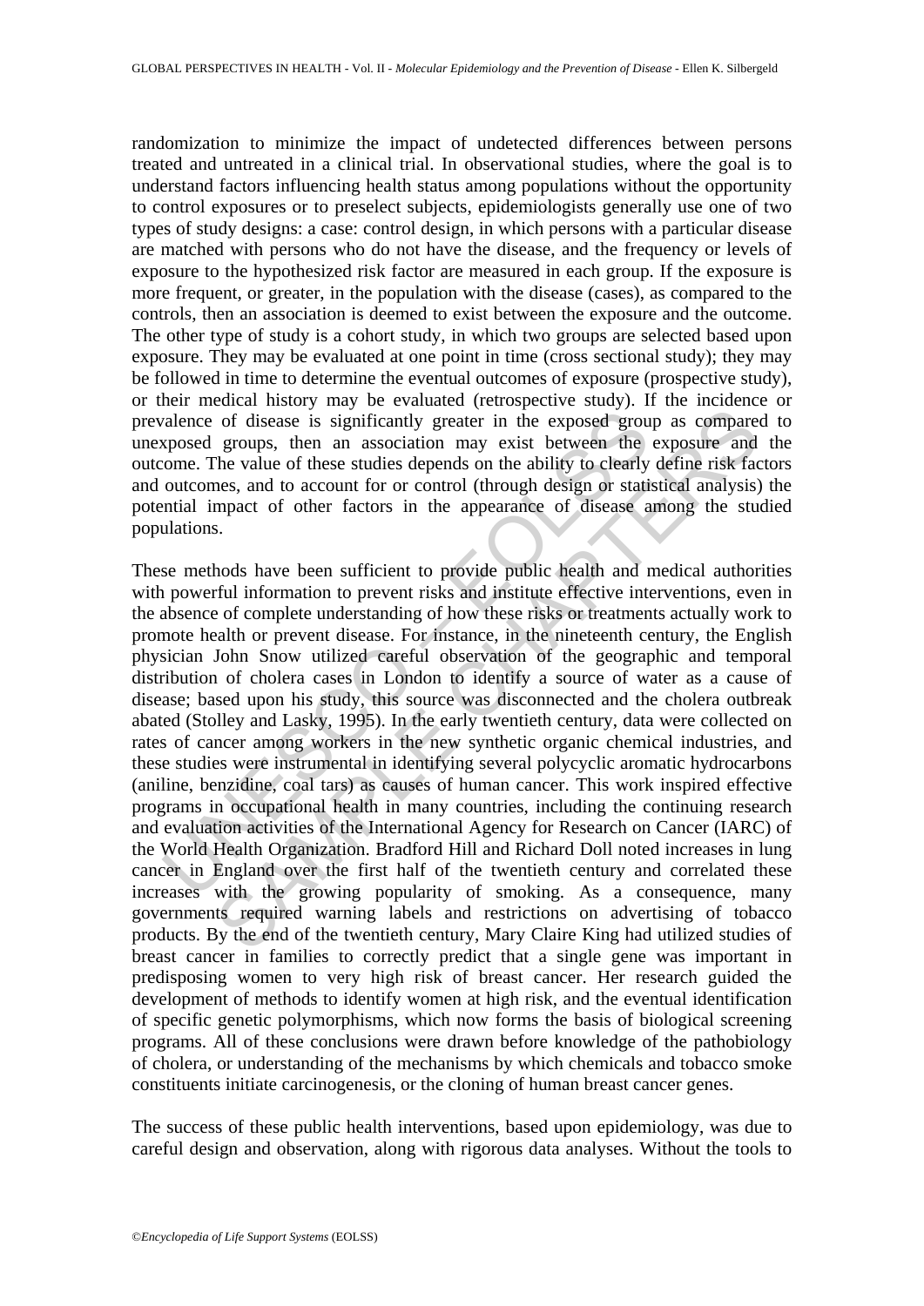randomization to minimize the impact of undetected differences between persons treated and untreated in a clinical trial. In observational studies, where the goal is to understand factors influencing health status among populations without the opportunity to control exposures or to preselect subjects, epidemiologists generally use one of two types of study designs: a case: control design, in which persons with a particular disease are matched with persons who do not have the disease, and the frequency or levels of exposure to the hypothesized risk factor are measured in each group. If the exposure is more frequent, or greater, in the population with the disease (cases), as compared to the controls, then an association is deemed to exist between the exposure and the outcome. The other type of study is a cohort study, in which two groups are selected based upon exposure. They may be evaluated at one point in time (cross sectional study); they may be followed in time to determine the eventual outcomes of exposure (prospective study), or their medical history may be evaluated (retrospective study). If the incidence or prevalence of disease is significantly greater in the exposed group as compared to unexposed groups, then an association may exist between the exposure and the outcome. The value of these studies depends on the ability to clearly define risk factors and outcomes, and to account for or control (through design or statistical analysis) the potential impact of other factors in the appearance of disease among the studied populations.

These methods have been sufficient to provide public health and medical authorities with powerful information to prevent risks and institute effective interventions, even in the absence of complete understanding of how these risks or treatments actually work to promote health or prevent disease. For instance, in the nineteenth century, the English physician John Snow utilized careful observation of the geographic and temporal distribution of cholera cases in London to identify a source of water as a cause of disease; based upon his study, this source was disconnected and the cholera outbreak abated (Stolley and Lasky, 1995). In the early twentieth century, data were collected on rates of cancer among workers in the new synthetic organic chemical industries, and these studies were instrumental in identifying several polycyclic aromatic hydrocarbons (aniline, benzidine, coal tars) as causes of human cancer. This work inspired effective programs in occupational health in many countries, including the continuing research and evaluation activities of the International Agency for Research on Cancer (IARC) of the World Health Organization. Bradford Hill and Richard Doll noted increases in lung cancer in England over the first half of the twentieth century and correlated these increases with the growing popularity of smoking. As a consequence, many governments required warning labels and restrictions on advertising of tobacco products. By the end of the twentieth century, Mary Claire King had utilized studies of breast cancer in families to correctly predict that a single gene was important in predisposing women to very high risk of breast cancer. Her research guided the development of methods to identify women at high risk, and the eventual identification of specific genetic polymorphisms, which now forms the basis of biological screening programs. All of these conclusions were drawn before knowledge of the pathobiology of cholera, or understanding of the mechanisms by which chemicals and tobacco smoke constituents initiate carcinogenesis, or the cloning of human breast cancer genes.

The success of these public health interventions, based upon epidemiology, was due to careful design and observation, along with rigorous data analyses. Without the tools to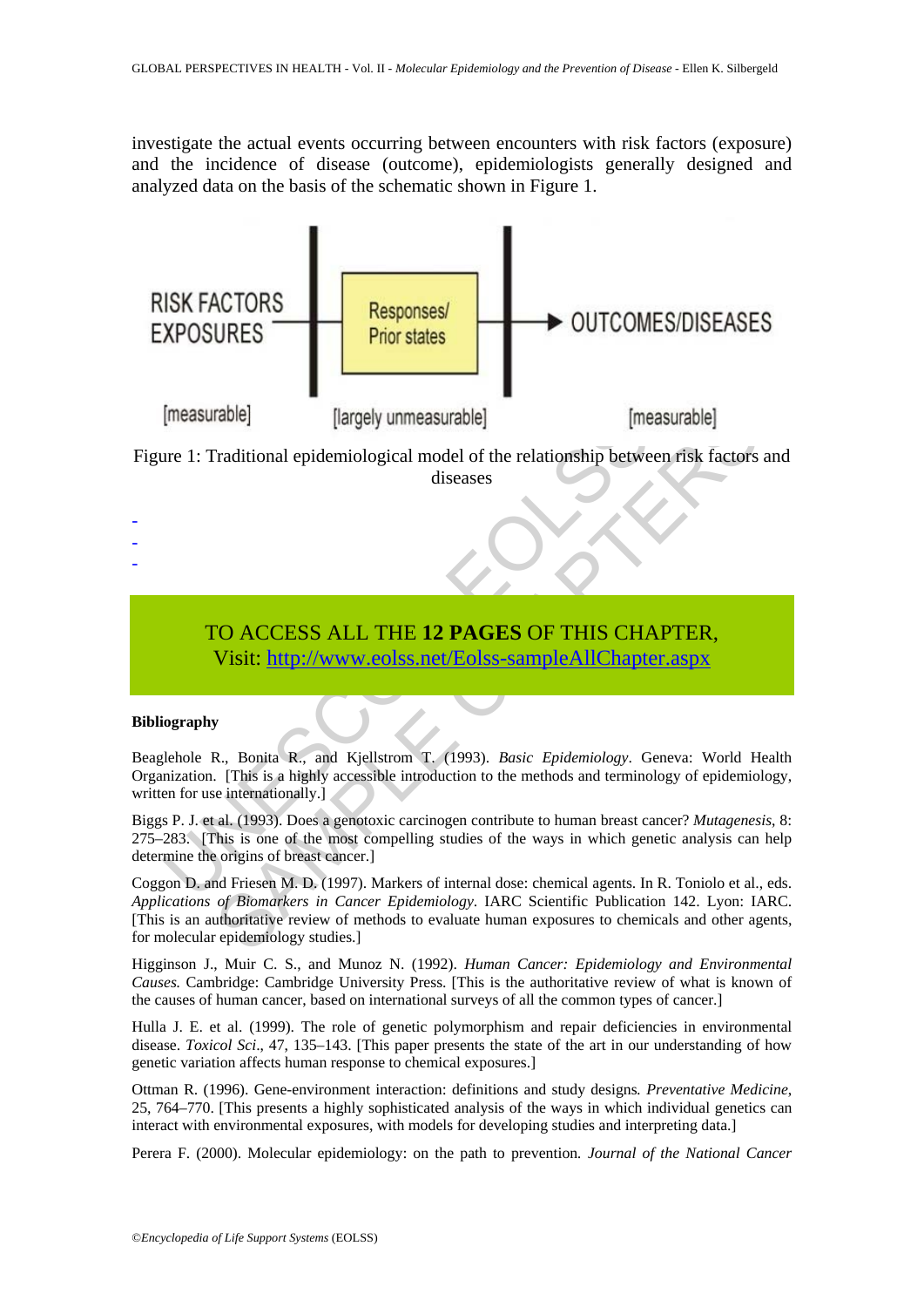investigate the actual events occurring between encounters with risk factors (exposure) and the incidence of disease (outcome), epidemiologists generally designed and analyzed data on the basis of the schematic shown in Figure 1.

Figure 1: Traditional epidemiological model of the relationship between risk factors and diseases

-
-
-

TO ACCESS ALL THE **12 PAGES** OF THIS CHAPTER,
Visit: http://www.eolss.net/Eolss-sampleAllChapter.aspx

**Bibliography**

Beaglehole R., Bonita R., and Kjellstrom T. (1993). *Basic Epidemiology*. Geneva: World Health Organization. [This is a highly accessible introduction to the methods and terminology of epidemiology, written for use internationally.]

Biggs P. J. et al. (1993). Does a genotoxic carcinogen contribute to human breast cancer? *Mutagenesis*, 8: 275–283. [This is one of the most compelling studies of the ways in which genetic analysis can help determine the origins of breast cancer.]

Coggon D. and Friesen M. D. (1997). Markers of internal dose: chemical agents. In R. Toniolo et al., eds. *Applications of Biomarkers in Cancer Epidemiology*. IARC Scientific Publication 142. Lyon: IARC. [This is an authoritative review of methods to evaluate human exposures to chemicals and other agents, for molecular epidemiology studies.]

Higginson J., Muir C. S., and Munoz N. (1992). *Human Cancer: Epidemiology and Environmental Causes.* Cambridge: Cambridge University Press. [This is the authoritative review of what is known of the causes of human cancer, based on international surveys of all the common types of cancer.]

Hulla J. E. et al. (1999). The role of genetic polymorphism and repair deficiencies in environmental disease. *Toxicol Sci*., 47, 135–143. [This paper presents the state of the art in our understanding of how genetic variation affects human response to chemical exposures.]

Ottman R. (1996). Gene-environment interaction: definitions and study designs*. Preventative Medicine*, 25, 764–770. [This presents a highly sophisticated analysis of the ways in which individual genetics can interact with environmental exposures, with models for developing studies and interpreting data.]

Perera F. (2000). Molecular epidemiology: on the path to prevention*. Journal of the National Cancer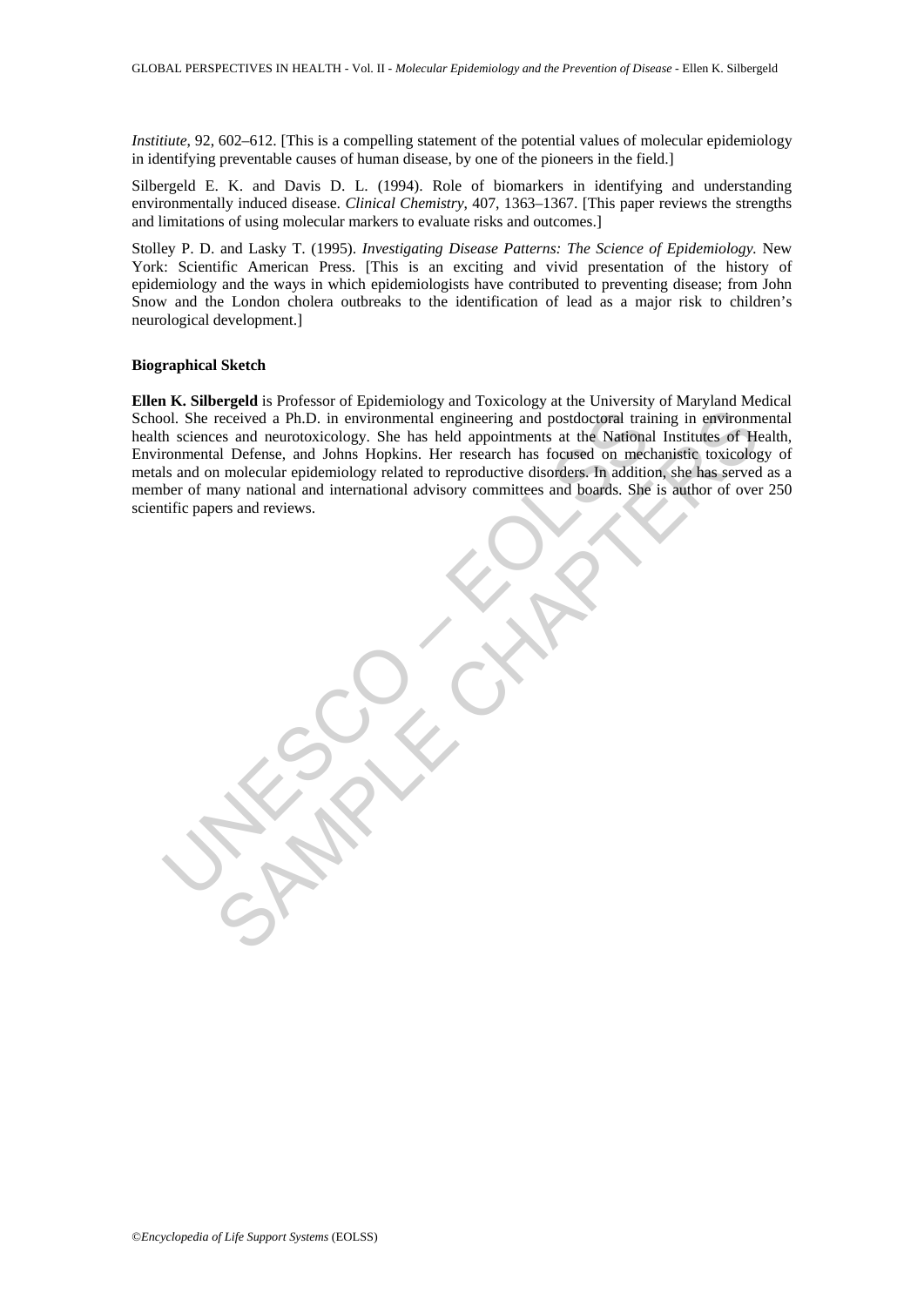*Institute*, 92, 602–612. [This is a compelling statement of the potential values of molecular epidemiology in identifying preventable causes of human disease, by one of the pioneers in the field.]

Silbergeld E. K. and Davis D. L. (1994). Role of biomarkers in identifying and understanding environmentally induced disease. *Clinical Chemistry*, 407, 1363–1367. [This paper reviews the strengths and limitations of using molecular markers to evaluate risks and outcomes.]

Stolley P. D. and Lasky T. (1995). *Investigating Disease Patterns: The Science of Epidemiology.* New York: Scientific American Press. [This is an exciting and vivid presentation of the history of epidemiology and the ways in which epidemiologists have contributed to preventing disease; from John Snow and the London cholera outbreaks to the identification of lead as a major risk to children's neurological development.]

**Biographical Sketch**

**Ellen K. Silbergeld** is Professor of Epidemiology and Toxicology at the University of Maryland Medical School. She received a Ph.D. in environmental engineering and postdoctoral training in environmental health sciences and neurotoxicology. She has held appointments at the National Institutes of Health, Environmental Defense, and Johns Hopkins. Her research has focused on mechanistic toxicology of metals and on molecular epidemiology related to reproductive disorders. In addition, she has served as a member of many national and international advisory committees and boards. She is author of over 250 scientific papers and reviews.